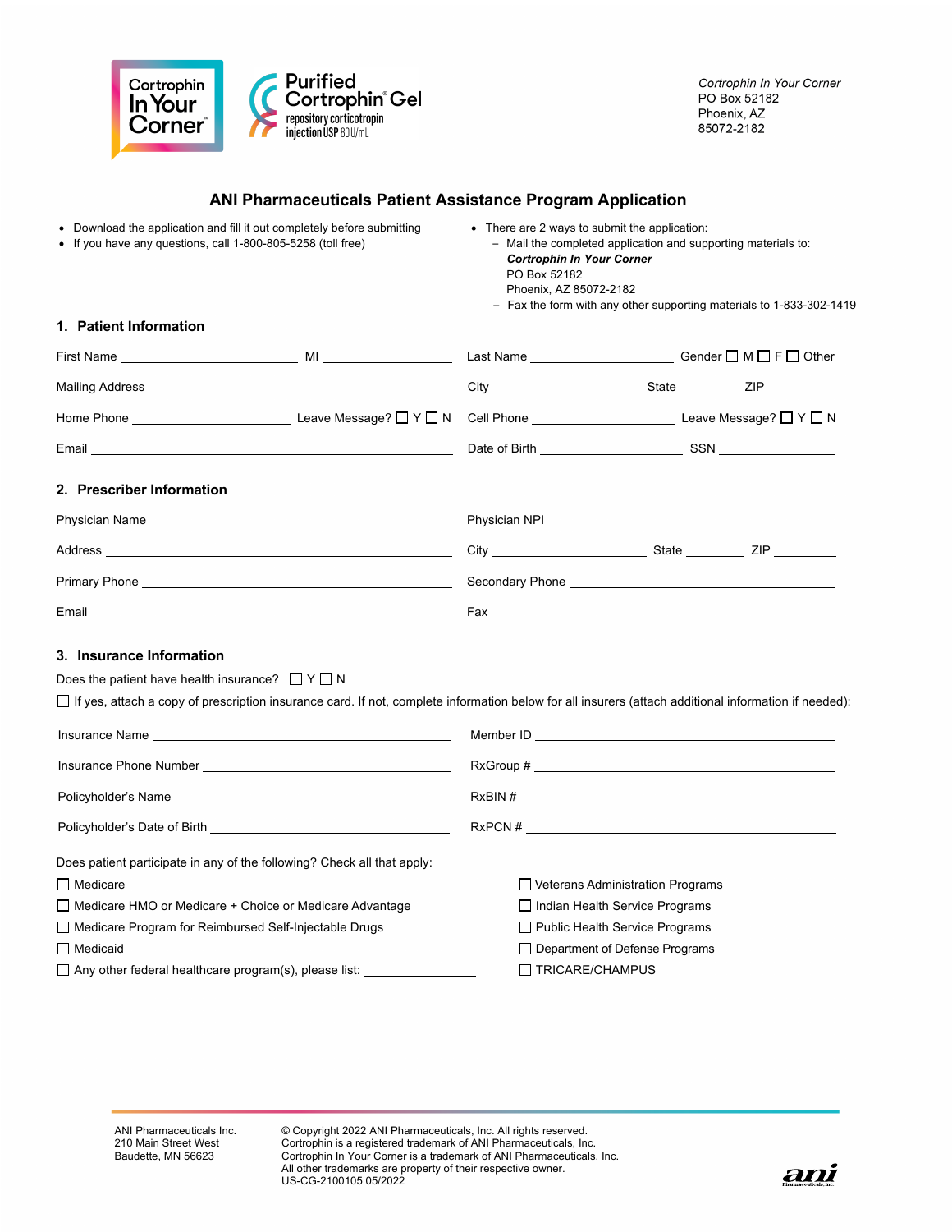Cortrophin In Your Corner

Purified Cortrophin® Gel
repository corticotropin injection USP 80 U/mL

*Cortrophin In Your Corner*
PO Box 52182
Phoenix, AZ
85072-2182

# ANI Pharmaceuticals Patient Assistance Program Application

- Download the application and fill it out completely before submitting
- If you have any questions, call 1-800-805-5258 (toll free)
- There are 2 ways to submit the application:
  - Mail the completed application and supporting materials to:
    ***Cortrophin In Your Corner***
    PO Box 52182
    Phoenix, AZ 85072-2182
  - Fax the form with any other supporting materials to 1-833-302-1419

## 1. Patient Information

First Name ____________________ MI ____________ Last Name ____________________ Gender ☐ M ☐ F ☐ Other

Mailing Address ______________________________ City ____________________ State ________ ZIP ________

Home Phone ____________________ Leave Message? ☐ Y ☐ N Cell Phone ____________________ Leave Message? ☐ Y ☐ N

Email ______________________________ Date of Birth ____________________ SSN ____________

## 2. Prescriber Information

Physician Name ______________________________ Physician NPI ______________________________

Address ______________________________ City ____________________ State ________ ZIP ________

Primary Phone ______________________________ Secondary Phone ______________________________

Email ______________________________ Fax ______________________________

## 3. Insurance Information

Does the patient have health insurance? ☐ Y ☐ N

☐ If yes, attach a copy of prescription insurance card. If not, complete information below for all insurers (attach additional information if needed):

Insurance Name ______________________________ Member ID ______________________________

Insurance Phone Number ______________________________ RxGroup # ______________________________

Policyholder's Name ______________________________ RxBIN # ______________________________

Policyholder's Date of Birth ______________________________ RxPCN # ______________________________

Does patient participate in any of the following? Check all that apply:

☐ Medicare
☐ Medicare HMO or Medicare + Choice or Medicare Advantage
☐ Medicare Program for Reimbursed Self-Injectable Drugs
☐ Medicaid
☐ Any other federal healthcare program(s), please list: ________________
☐ Veterans Administration Programs
☐ Indian Health Service Programs
☐ Public Health Service Programs
☐ Department of Defense Programs
☐ TRICARE/CHAMPUS

ANI Pharmaceuticals Inc.
210 Main Street West
Baudette, MN 56623

© Copyright 2022 ANI Pharmaceuticals, Inc. All rights reserved.
Cortrophin is a registered trademark of ANI Pharmaceuticals, Inc.
Cortrophin In Your Corner is a trademark of ANI Pharmaceuticals, Inc.
All other trademarks are property of their respective owner.
US-CG-2100105 05/2022

ani Pharmaceuticals, Inc.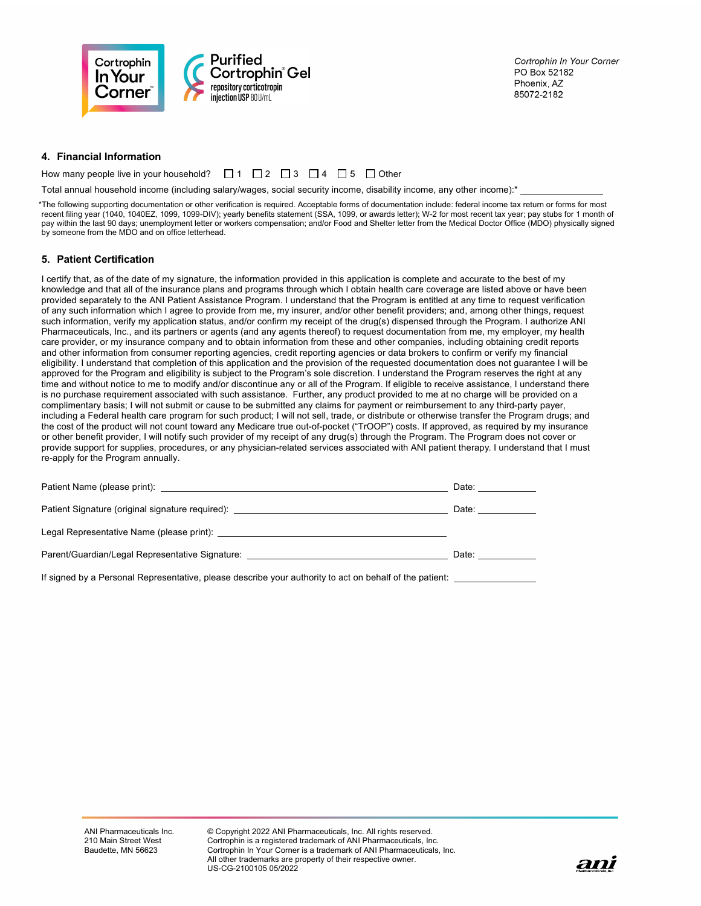*Cortrophin In Your Corner*
PO Box 52182
Phoenix, AZ
85072-2182

## 4. Financial Information

How many people live in your household? ☐ 1 ☐ 2 ☐ 3 ☐ 4 ☐ 5 ☐ Other

Total annual household income (including salary/wages, social security income, disability income, any other income):* ______________

*The following supporting documentation or other verification is required. Acceptable forms of documentation include: federal income tax return or forms for most recent filing year (1040, 1040EZ, 1099, 1099-DIV); yearly benefits statement (SSA, 1099, or awards letter); W-2 for most recent tax year; pay stubs for 1 month of pay within the last 90 days; unemployment letter or workers compensation; and/or Food and Shelter letter from the Medical Doctor Office (MDO) physically signed by someone from the MDO and on office letterhead.

## 5. Patient Certification

I certify that, as of the date of my signature, the information provided in this application is complete and accurate to the best of my knowledge and that all of the insurance plans and programs through which I obtain health care coverage are listed above or have been provided separately to the ANI Patient Assistance Program. I understand that the Program is entitled at any time to request verification of any such information which I agree to provide from me, my insurer, and/or other benefit providers; and, among other things, request such information, verify my application status, and/or confirm my receipt of the drug(s) dispensed through the Program. I authorize ANI Pharmaceuticals, Inc., and its partners or agents (and any agents thereof) to request documentation from me, my employer, my health care provider, or my insurance company and to obtain information from these and other companies, including obtaining credit reports and other information from consumer reporting agencies, credit reporting agencies or data brokers to confirm or verify my financial eligibility. I understand that completion of this application and the provision of the requested documentation does not guarantee I will be approved for the Program and eligibility is subject to the Program's sole discretion. I understand the Program reserves the right at any time and without notice to me to modify and/or discontinue any or all of the Program. If eligible to receive assistance, I understand there is no purchase requirement associated with such assistance. Further, any product provided to me at no charge will be provided on a complimentary basis; I will not submit or cause to be submitted any claims for payment or reimbursement to any third-party payer, including a Federal health care program for such product; I will not sell, trade, or distribute or otherwise transfer the Program drugs; and the cost of the product will not count toward any Medicare true out-of-pocket ("TrOOP") costs. If approved, as required by my insurance or other benefit provider, I will notify such provider of my receipt of any drug(s) through the Program. The Program does not cover or provide support for supplies, procedures, or any physician-related services associated with ANI patient therapy. I understand that I must re-apply for the Program annually.

Patient Name (please print): ______________________________ Date: __________

Patient Signature (original signature required): ______________________________ Date: __________

Legal Representative Name (please print): ______________________________

Parent/Guardian/Legal Representative Signature: ______________________________ Date: __________

If signed by a Personal Representative, please describe your authority to act on behalf of the patient: ______________

ANI Pharmaceuticals Inc.
210 Main Street West
Baudette, MN 56623

© Copyright 2022 ANI Pharmaceuticals, Inc. All rights reserved.
Cortrophin is a registered trademark of ANI Pharmaceuticals, Inc.
Cortrophin In Your Corner is a trademark of ANI Pharmaceuticals, Inc.
All other trademarks are property of their respective owner.
US-CG-2100105 05/2022